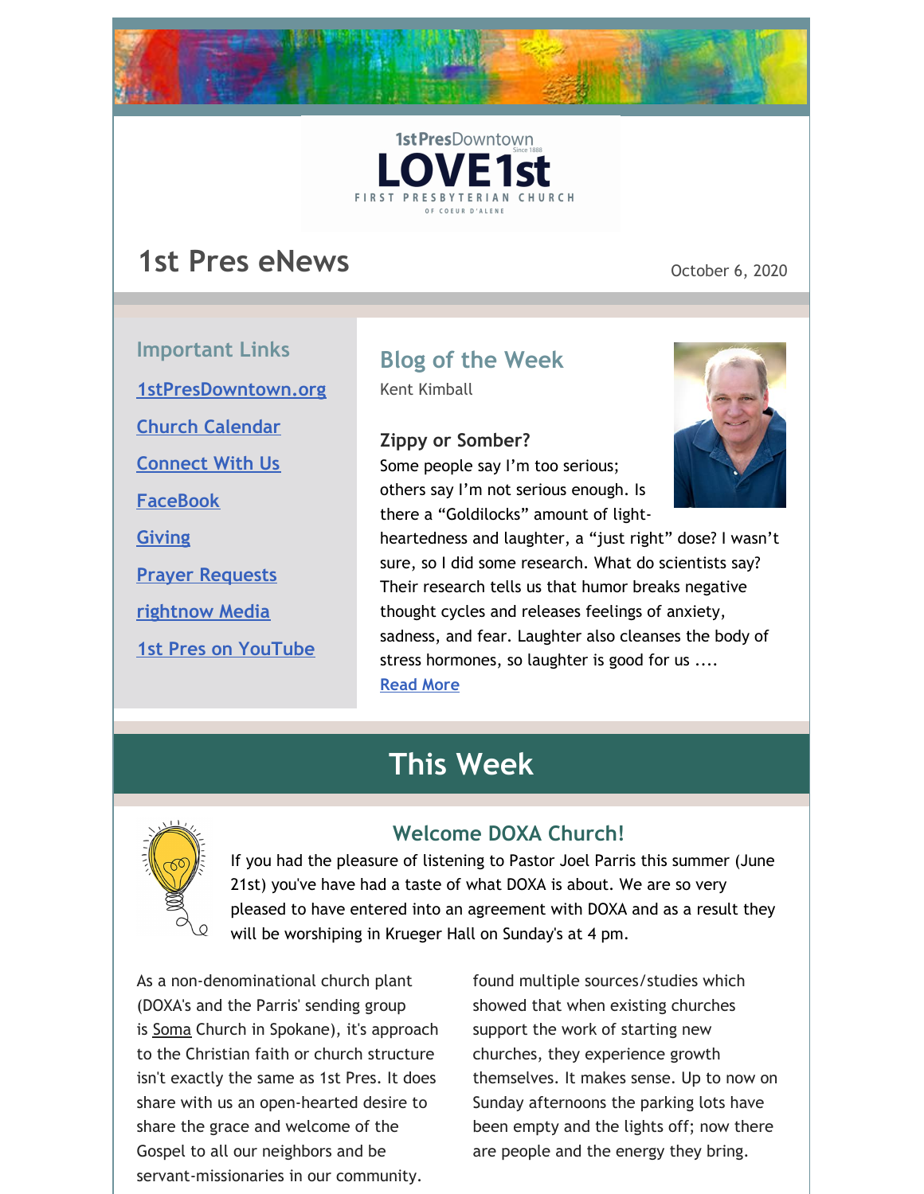1stPresDowntown
Since 1888
LOVE 1st
FIRST PRESBYTERIAN CHURCH
OF COEUR D'ALENE

# 1st Pres eNews

October 6, 2020

## Important Links

1stPresDowntown.org

Church Calendar

Connect With Us

FaceBook

Giving

Prayer Requests

rightnow Media

1st Pres on YouTube

## Blog of the Week

Kent Kimball

**Zippy or Somber?**

Some people say I'm too serious; others say I'm not serious enough. Is there a "Goldilocks" amount of light-heartedness and laughter, a "just right" dose? I wasn't sure, so I did some research. What do scientists say? Their research tells us that humor breaks negative thought cycles and releases feelings of anxiety, sadness, and fear. Laughter also cleanses the body of stress hormones, so laughter is good for us ....

Read More

# This Week

## Welcome DOXA Church!

If you had the pleasure of listening to Pastor Joel Parris this summer (June 21st) you've have had a taste of what DOXA is about. We are so very pleased to have entered into an agreement with DOXA and as a result they will be worshiping in Krueger Hall on Sunday's at 4 pm.

As a non-denominational church plant (DOXA's and the Parris' sending group is Soma Church in Spokane), it's approach to the Christian faith or church structure isn't exactly the same as 1st Pres. It does share with us an open-hearted desire to share the grace and welcome of the Gospel to all our neighbors and be servant-missionaries in our community.

found multiple sources/studies which showed that when existing churches support the work of starting new churches, they experience growth themselves. It makes sense. Up to now on Sunday afternoons the parking lots have been empty and the lights off; now there are people and the energy they bring.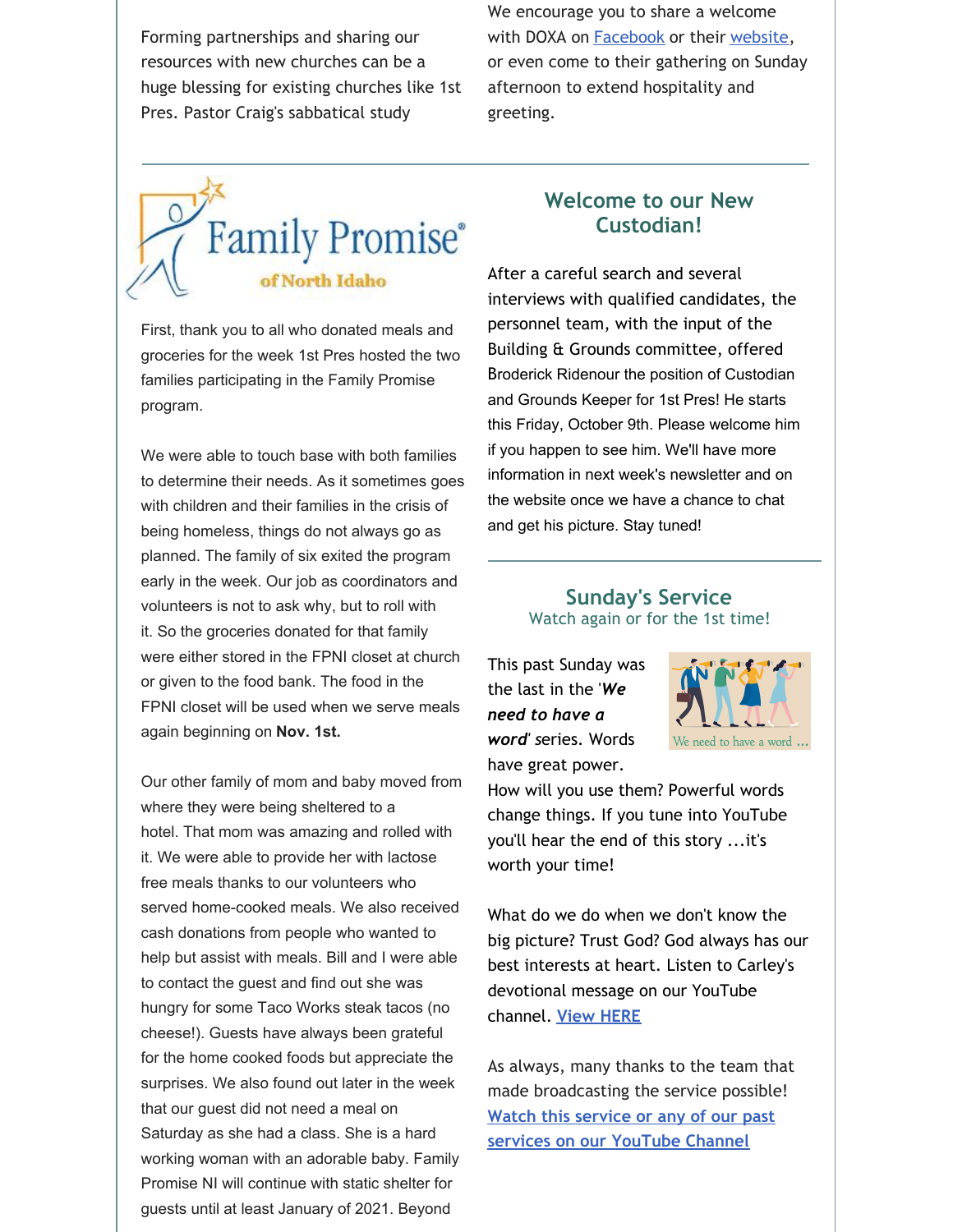Forming partnerships and sharing our resources with new churches can be a huge blessing for existing churches like 1st Pres. Pastor Craig's sabbatical study

We encourage you to share a welcome with DOXA on Facebook or their website, or even come to their gathering on Sunday afternoon to extend hospitality and greeting.

---

First, thank you to all who donated meals and groceries for the week 1st Pres hosted the two families participating in the Family Promise program.

We were able to touch base with both families to determine their needs. As it sometimes goes with children and their families in the crisis of being homeless, things do not always go as planned. The family of six exited the program early in the week. Our job as coordinators and volunteers is not to ask why, but to roll with it. So the groceries donated for that family were either stored in the FPNI closet at church or given to the food bank. The food in the FPNI closet will be used when we serve meals again beginning on **Nov. 1st.**

Our other family of mom and baby moved from where they were being sheltered to a hotel. That mom was amazing and rolled with it. We were able to provide her with lactose free meals thanks to our volunteers who served home-cooked meals. We also received cash donations from people who wanted to help but assist with meals. Bill and I were able to contact the guest and find out she was hungry for some Taco Works steak tacos (no cheese!). Guests have always been grateful for the home cooked foods but appreciate the surprises. We also found out later in the week that our guest did not need a meal on Saturday as she had a class. She is a hard working woman with an adorable baby. Family Promise NI will continue with static shelter for guests until at least January of 2021. Beyond

## Welcome to our New Custodian!

After a careful search and several interviews with qualified candidates, the personnel team, with the input of the Building & Grounds committee, offered Broderick Ridenour the position of Custodian and Grounds Keeper for 1st Pres! He starts this Friday, October 9th. Please welcome him if you happen to see him. We'll have more information in next week's newsletter and on the website once we have a chance to chat and get his picture. Stay tuned!

---

## Sunday's Service

Watch again or for the 1st time!

This past Sunday was the last in the '***We need to have a word***' series. Words have great power. How will you use them? Powerful words change things. If you tune into YouTube you'll hear the end of this story ...it's worth your time!

What do we do when we don't know the big picture? Trust God? God always has our best interests at heart. Listen to Carley's devotional message on our YouTube channel. View HERE

As always, many thanks to the team that made broadcasting the service possible! Watch this service or any of our past services on our YouTube Channel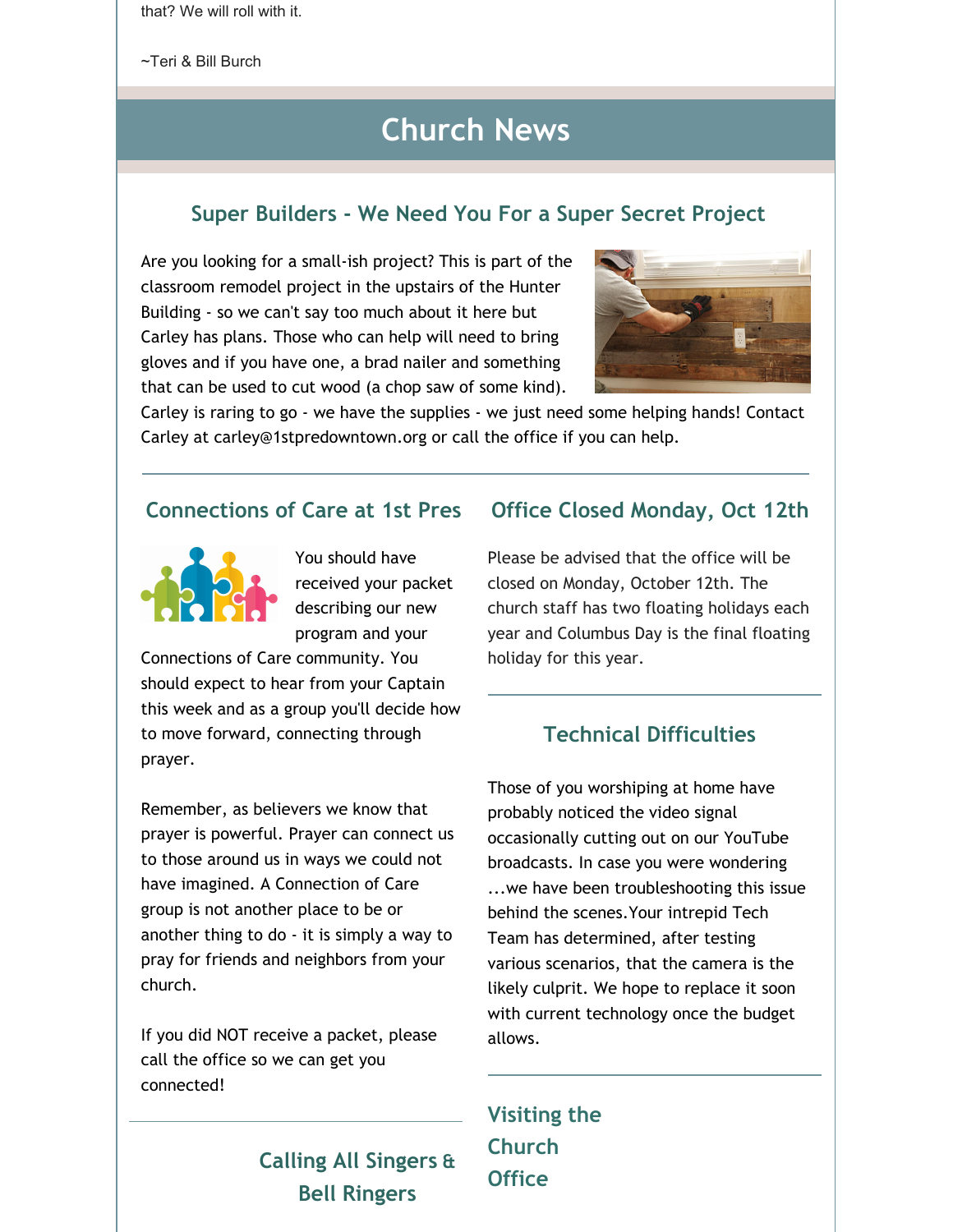that? We will roll with it.

~Teri & Bill Burch

# Church News

## Super Builders - We Need You For a Super Secret Project

Are you looking for a small-ish project? This is part of the classroom remodel project in the upstairs of the Hunter Building - so we can't say too much about it here but Carley has plans. Those who can help will need to bring gloves and if you have one, a brad nailer and something that can be used to cut wood (a chop saw of some kind). Carley is raring to go - we have the supplies - we just need some helping hands! Contact Carley at carley@1stpredowntown.org or call the office if you can help.

## Connections of Care at 1st Pres

You should have received your packet describing our new program and your Connections of Care community. You should expect to hear from your Captain this week and as a group you'll decide how to move forward, connecting through prayer.

Remember, as believers we know that prayer is powerful. Prayer can connect us to those around us in ways we could not have imagined. A Connection of Care group is not another place to be or another thing to do - it is simply a way to pray for friends and neighbors from your church.

If you did NOT receive a packet, please call the office so we can get you connected!

## Calling All Singers & Bell Ringers

## Office Closed Monday, Oct 12th

Please be advised that the office will be closed on Monday, October 12th. The church staff has two floating holidays each year and Columbus Day is the final floating holiday for this year.

## Technical Difficulties

Those of you worshiping at home have probably noticed the video signal occasionally cutting out on our YouTube broadcasts. In case you were wondering ...we have been troubleshooting this issue behind the scenes.Your intrepid Tech Team has determined, after testing various scenarios, that the camera is the likely culprit. We hope to replace it soon with current technology once the budget allows.

## Visiting the Church Office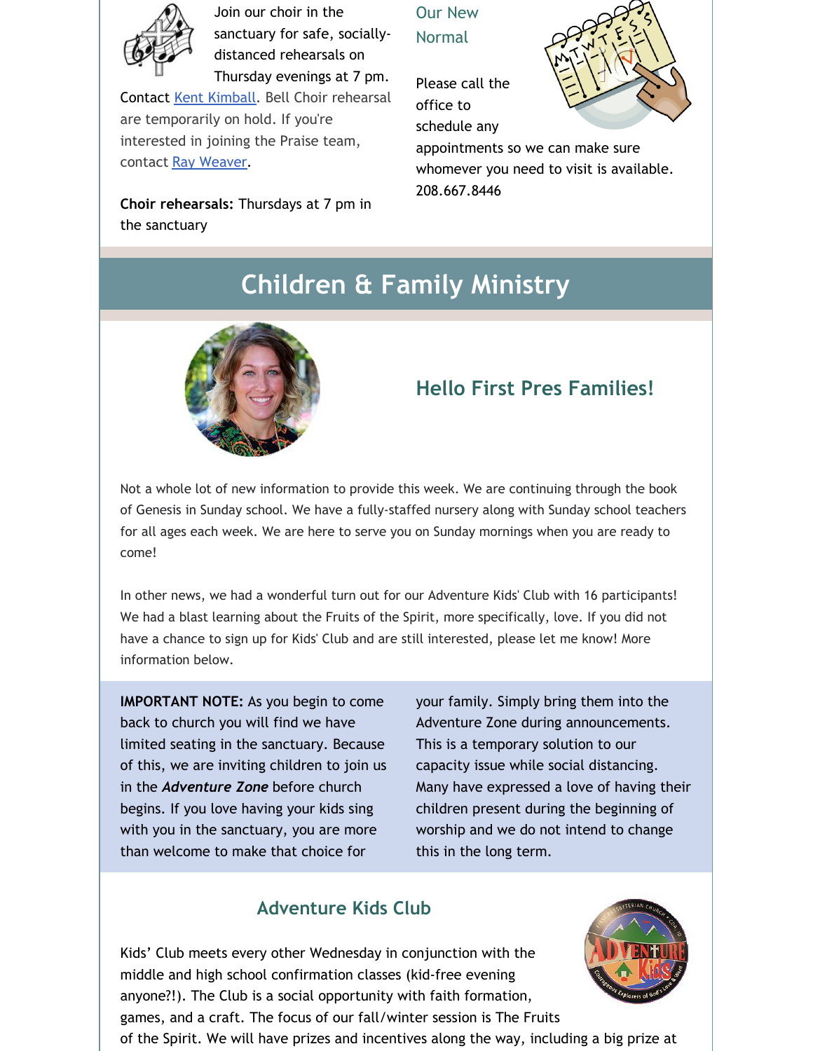Join our choir in the sanctuary for safe, socially-distanced rehearsals on Thursday evenings at 7 pm. Contact Kent Kimball. Bell Choir rehearsal are temporarily on hold. If you're interested in joining the Praise team, contact Ray Weaver.

**Choir rehearsals:** Thursdays at 7 pm in the sanctuary

### Our New Normal

Please call the office to schedule any appointments so we can make sure whomever you need to visit is available. 208.667.8446

# Children & Family Ministry

## Hello First Pres Families!

Not a whole lot of new information to provide this week. We are continuing through the book of Genesis in Sunday school. We have a fully-staffed nursery along with Sunday school teachers for all ages each week. We are here to serve you on Sunday mornings when you are ready to come!

In other news, we had a wonderful turn out for our Adventure Kids' Club with 16 participants! We had a blast learning about the Fruits of the Spirit, more specifically, love. If you did not have a chance to sign up for Kids' Club and are still interested, please let me know! More information below.

**IMPORTANT NOTE:** As you begin to come back to church you will find we have limited seating in the sanctuary. Because of this, we are inviting children to join us in the ***Adventure Zone*** before church begins. If you love having your kids sing with you in the sanctuary, you are more than welcome to make that choice for your family. Simply bring them into the Adventure Zone during announcements. This is a temporary solution to our capacity issue while social distancing. Many have expressed a love of having their children present during the beginning of worship and we do not intend to change this in the long term.

### Adventure Kids Club

Kids' Club meets every other Wednesday in conjunction with the middle and high school confirmation classes (kid-free evening anyone?!). The Club is a social opportunity with faith formation, games, and a craft. The focus of our fall/winter session is The Fruits of the Spirit. We will have prizes and incentives along the way, including a big prize at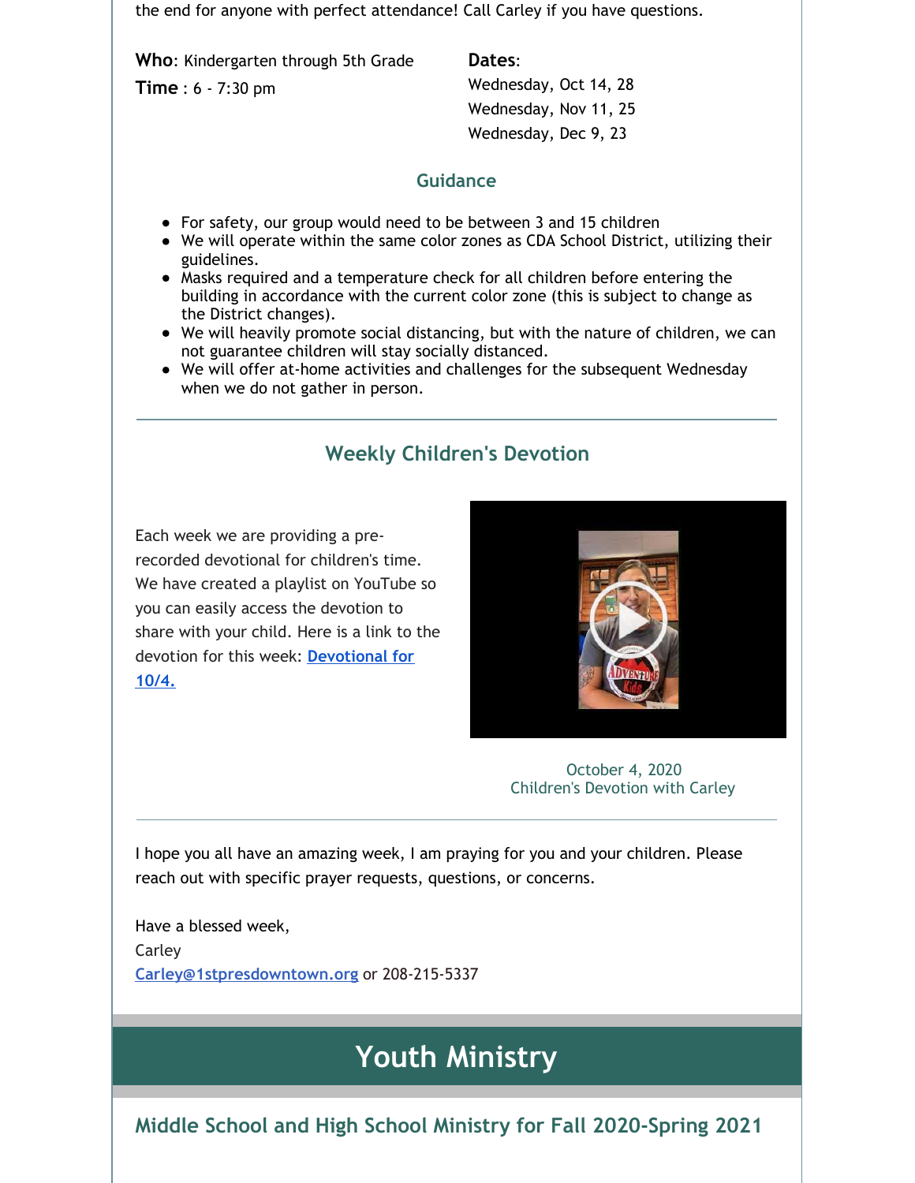the end for anyone with perfect attendance! Call Carley if you have questions.

**Who**: Kindergarten through 5th Grade
**Time** : 6 - 7:30 pm

**Dates**:
Wednesday, Oct 14, 28
Wednesday, Nov 11, 25
Wednesday, Dec 9, 23

### Guidance

- For safety, our group would need to be between 3 and 15 children
- We will operate within the same color zones as CDA School District, utilizing their guidelines.
- Masks required and a temperature check for all children before entering the building in accordance with the current color zone (this is subject to change as the District changes).
- We will heavily promote social distancing, but with the nature of children, we can not guarantee children will stay socially distanced.
- We will offer at-home activities and challenges for the subsequent Wednesday when we do not gather in person.

---

## Weekly Children's Devotion

Each week we are providing a pre-recorded devotional for children's time. We have created a playlist on YouTube so you can easily access the devotion to share with your child. Here is a link to the devotion for this week: **Devotional for 10/4.**

October 4, 2020
Children's Devotion with Carley

---

I hope you all have an amazing week, I am praying for you and your children. Please reach out with specific prayer requests, questions, or concerns.

Have a blessed week,
Carley
Carley@1stpresdowntown.org or 208-215-5337

# Youth Ministry

## Middle School and High School Ministry for Fall 2020-Spring 2021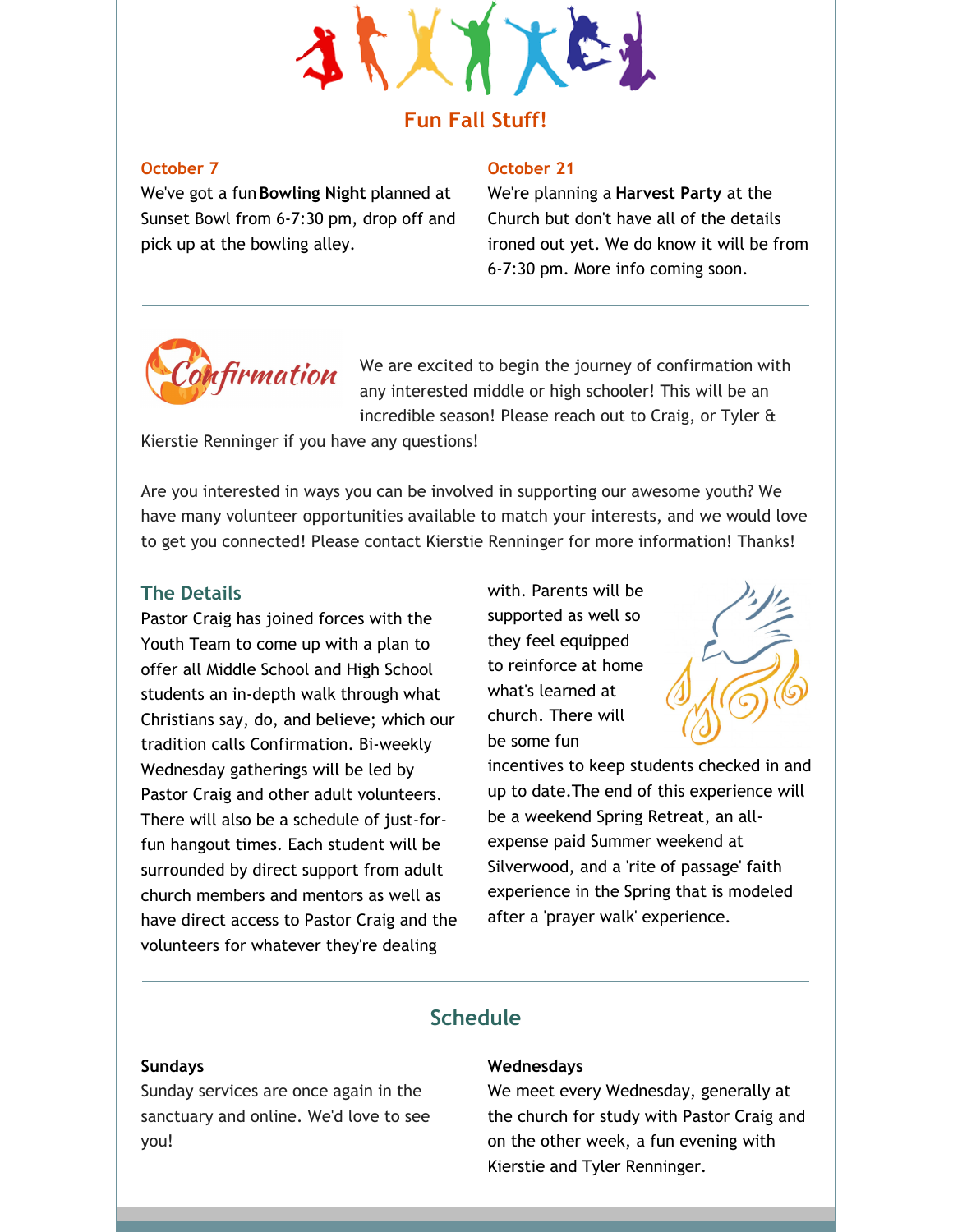## Fun Fall Stuff!

**October 7**

We've got a fun **Bowling Night** planned at Sunset Bowl from 6-7:30 pm, drop off and pick up at the bowling alley.

**October 21**

We're planning a **Harvest Party** at the Church but don't have all of the details ironed out yet. We do know it will be from 6-7:30 pm. More info coming soon.

---

We are excited to begin the journey of confirmation with any interested middle or high schooler! This will be an incredible season! Please reach out to Craig, or Tyler & Kierstie Renninger if you have any questions!

Are you interested in ways you can be involved in supporting our awesome youth? We have many volunteer opportunities available to match your interests, and we would love to get you connected! Please contact Kierstie Renninger for more information! Thanks!

### The Details

Pastor Craig has joined forces with the Youth Team to come up with a plan to offer all Middle School and High School students an in-depth walk through what Christians say, do, and believe; which our tradition calls Confirmation. Bi-weekly Wednesday gatherings will be led by Pastor Craig and other adult volunteers. There will also be a schedule of just-for-fun hangout times. Each student will be surrounded by direct support from adult church members and mentors as well as have direct access to Pastor Craig and the volunteers for whatever they're dealing with. Parents will be supported as well so they feel equipped to reinforce at home what's learned at church. There will be some fun incentives to keep students checked in and up to date.The end of this experience will be a weekend Spring Retreat, an all-expense paid Summer weekend at Silverwood, and a 'rite of passage' faith experience in the Spring that is modeled after a 'prayer walk' experience.

---

## Schedule

**Sundays**

Sunday services are once again in the sanctuary and online. We'd love to see you!

**Wednesdays**

We meet every Wednesday, generally at the church for study with Pastor Craig and on the other week, a fun evening with Kierstie and Tyler Renninger.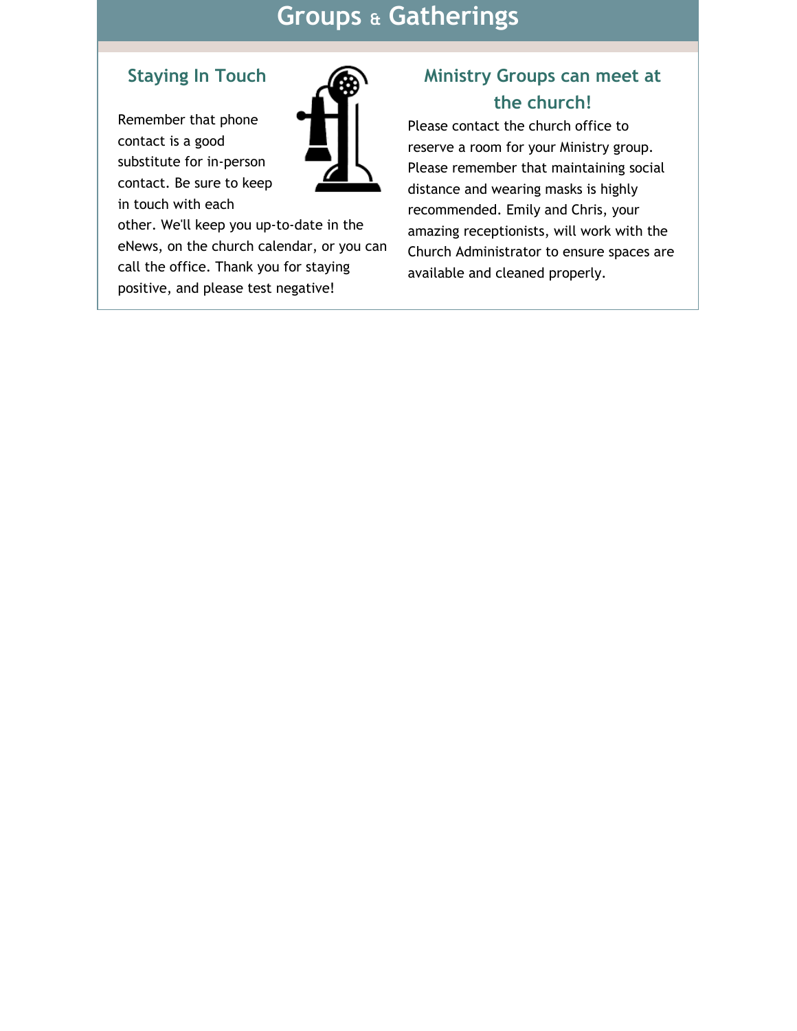# Groups & Gatherings

## Staying In Touch

Remember that phone contact is a good substitute for in-person contact. Be sure to keep in touch with each other. We'll keep you up-to-date in the eNews, on the church calendar, or you can call the office. Thank you for staying positive, and please test negative!

## Ministry Groups can meet at the church!

Please contact the church office to reserve a room for your Ministry group. Please remember that maintaining social distance and wearing masks is highly recommended. Emily and Chris, your amazing receptionists, will work with the Church Administrator to ensure spaces are available and cleaned properly.